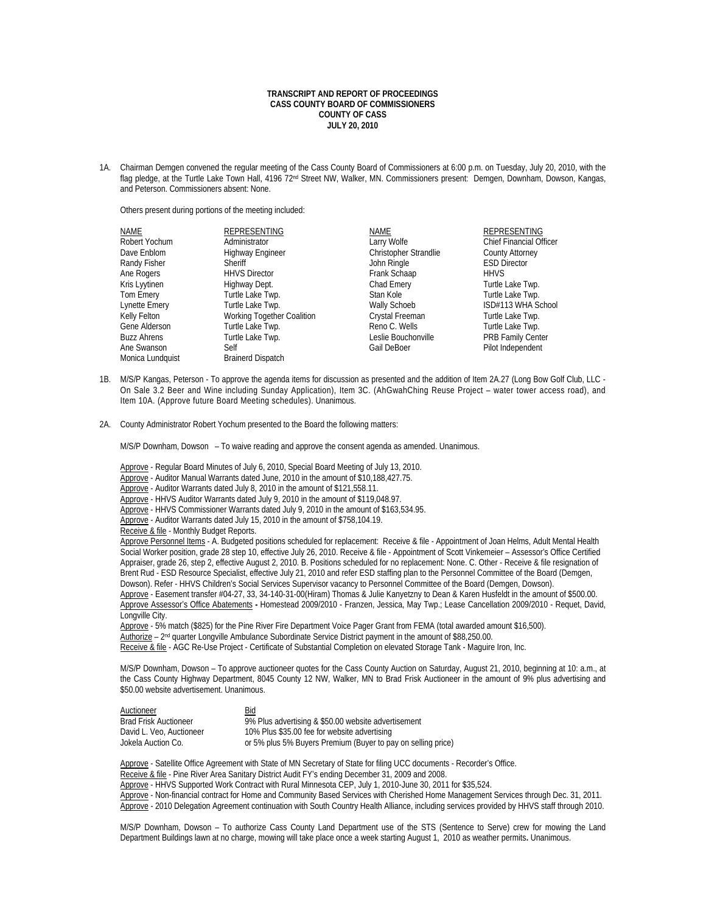**TRANSCRIPT AND REPORT OF PROCEEDINGS**
**CASS COUNTY BOARD OF COMMISSIONERS**
**COUNTY OF CASS**
**JULY 20, 2010**

1A. Chairman Demgen convened the regular meeting of the Cass County Board of Commissioners at 6:00 p.m. on Tuesday, July 20, 2010, with the flag pledge, at the Turtle Lake Town Hall, 4196 72nd Street NW, Walker, MN. Commissioners present: Demgen, Downham, Dowson, Kangas, and Peterson. Commissioners absent: None.

Others present during portions of the meeting included:

| NAME | REPRESENTING | NAME | REPRESENTING |
|---|---|---|---|
| Robert Yochum | Administrator | Larry Wolfe | Chief Financial Officer |
| Dave Enblom | Highway Engineer | Christopher Strandlie | County Attorney |
| Randy Fisher | Sheriff | John Ringle | ESD Director |
| Ane Rogers | HHVS Director | Frank Schaap | HHVS |
| Kris Lyytinen | Highway Dept. | Chad Emery | Turtle Lake Twp. |
| Tom Emery | Turtle Lake Twp. | Stan Kole | Turtle Lake Twp. |
| Lynette Emery | Turtle Lake Twp. | Wally Schoeb | ISD#113 WHA School |
| Kelly Felton | Working Together Coalition | Crystal Freeman | Turtle Lake Twp. |
| Gene Alderson | Turtle Lake Twp. | Reno C. Wells | Turtle Lake Twp. |
| Buzz Ahrens | Turtle Lake Twp. | Leslie Bouchonville | PRB Family Center |
| Ane Swanson | Self | Gail DeBoer | Pilot Independent |
| Monica Lundquist | Brainerd Dispatch | | |

1B. M/S/P Kangas, Peterson - To approve the agenda items for discussion as presented and the addition of Item 2A.27 (Long Bow Golf Club, LLC - On Sale 3.2 Beer and Wine including Sunday Application), Item 3C. (AhGwahChing Reuse Project – water tower access road), and Item 10A. (Approve future Board Meeting schedules). Unanimous.

2A. County Administrator Robert Yochum presented to the Board the following matters:

M/S/P Downham, Dowson – To waive reading and approve the consent agenda as amended. Unanimous.

Approve - Regular Board Minutes of July 6, 2010, Special Board Meeting of July 13, 2010.
Approve - Auditor Manual Warrants dated June, 2010 in the amount of $10,188,427.75.
Approve - Auditor Warrants dated July 8, 2010 in the amount of $121,558.11.
Approve - HHVS Auditor Warrants dated July 9, 2010 in the amount of $119,048.97.
Approve - HHVS Commissioner Warrants dated July 9, 2010 in the amount of $163,534.95.
Approve - Auditor Warrants dated July 15, 2010 in the amount of $758,104.19.
Receive & file - Monthly Budget Reports.
Approve Personnel Items - A. Budgeted positions scheduled for replacement: Receive & file - Appointment of Joan Helms, Adult Mental Health Social Worker position, grade 28 step 10, effective July 26, 2010. Receive & file - Appointment of Scott Vinkemeier – Assessor's Office Certified Appraiser, grade 26, step 2, effective August 2, 2010. B. Positions scheduled for no replacement: None. C. Other - Receive & file resignation of Brent Rud - ESD Resource Specialist, effective July 21, 2010 and refer ESD staffing plan to the Personnel Committee of the Board (Demgen, Dowson). Refer - HHVS Children's Social Services Supervisor vacancy to Personnel Committee of the Board (Demgen, Dowson).
Approve - Easement transfer #04-27, 33, 34-140-31-00(Hiram) Thomas & Julie Kanyetzny to Dean & Karen Husfeldt in the amount of $500.00.
Approve Assessor's Office Abatements - Homestead 2009/2010 - Franzen, Jessica, May Twp.; Lease Cancellation 2009/2010 - Requet, David, Longville City.
Approve - 5% match ($825) for the Pine River Fire Department Voice Pager Grant from FEMA (total awarded amount $16,500).
Authorize – 2nd quarter Longville Ambulance Subordinate Service District payment in the amount of $88,250.00.
Receive & file - AGC Re-Use Project - Certificate of Substantial Completion on elevated Storage Tank - Maguire Iron, Inc.

M/S/P Downham, Dowson – To approve auctioneer quotes for the Cass County Auction on Saturday, August 21, 2010, beginning at 10: a.m., at the Cass County Highway Department, 8045 County 12 NW, Walker, MN to Brad Frisk Auctioneer in the amount of 9% plus advertising and $50.00 website advertisement. Unanimous.

| Auctioneer | Bid |
|---|---|
| Brad Frisk Auctioneer | 9% Plus advertising & $50.00 website advertisement |
| David L. Veo, Auctioneer | 10% Plus $35.00 fee for website advertising |
| Jokela Auction Co. | or 5% plus 5% Buyers Premium (Buyer to pay on selling price) |

Approve - Satellite Office Agreement with State of MN Secretary of State for filing UCC documents - Recorder's Office.
Receive & file - Pine River Area Sanitary District Audit FY's ending December 31, 2009 and 2008.
Approve - HHVS Supported Work Contract with Rural Minnesota CEP, July 1, 2010-June 30, 2011 for $35,524.
Approve - Non-financial contract for Home and Community Based Services with Cherished Home Management Services through Dec. 31, 2011.
Approve - 2010 Delegation Agreement continuation with South Country Health Alliance, including services provided by HHVS staff through 2010.

M/S/P Downham, Dowson – To authorize Cass County Land Department use of the STS (Sentence to Serve) crew for mowing the Land Department Buildings lawn at no charge, mowing will take place once a week starting August 1, 2010 as weather permits. Unanimous.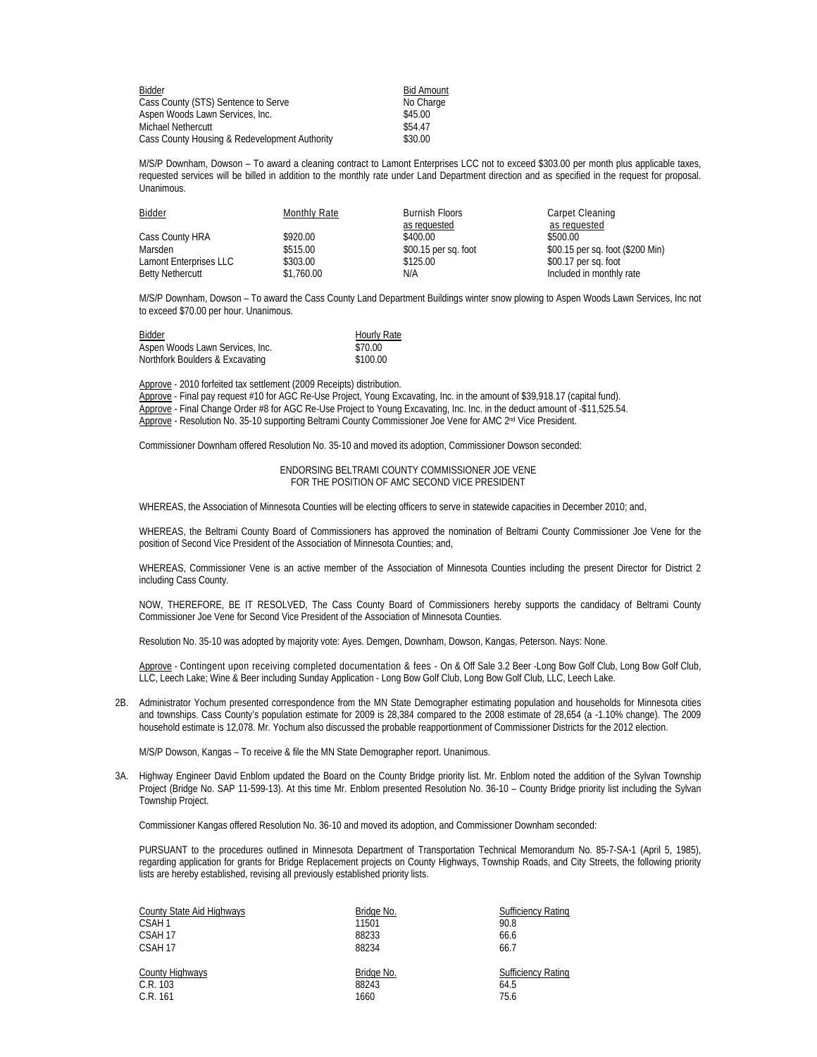| Bidder | Bid Amount |
|---|---|
| Cass County (STS) Sentence to Serve | No Charge |
| Aspen Woods Lawn Services, Inc. | $45.00 |
| Michael Nethercutt | $54.47 |
| Cass County Housing & Redevelopment Authority | $30.00 |

M/S/P Downham, Dowson – To award a cleaning contract to Lamont Enterprises LCC not to exceed $303.00 per month plus applicable taxes, requested services will be billed in addition to the monthly rate under Land Department direction and as specified in the request for proposal. Unanimous.

| Bidder | Monthly Rate | Burnish Floors as requested | Carpet Cleaning as requested |
|---|---|---|---|
| Cass County HRA | $920.00 | $400.00 | $500.00 |
| Marsden | $515.00 | $00.15 per sq. foot | $00.15 per sq. foot ($200 Min) |
| Lamont Enterprises LLC | $303.00 | $125.00 | $00.17 per sq. foot |
| Betty Nethercutt | $1,760.00 | N/A | Included in monthly rate |

M/S/P Downham, Dowson – To award the Cass County Land Department Buildings winter snow plowing to Aspen Woods Lawn Services, Inc not to exceed $70.00 per hour. Unanimous.

| Bidder | Hourly Rate |
|---|---|
| Aspen Woods Lawn Services, Inc. | $70.00 |
| Northfork Boulders & Excavating | $100.00 |

Approve - 2010 forfeited tax settlement (2009 Receipts) distribution.
Approve - Final pay request #10 for AGC Re-Use Project, Young Excavating, Inc. in the amount of $39,918.17 (capital fund).
Approve - Final Change Order #8 for AGC Re-Use Project to Young Excavating, Inc. Inc. in the deduct amount of -$11,525.54.
Approve - Resolution No. 35-10 supporting Beltrami County Commissioner Joe Vene for AMC 2nd Vice President.

Commissioner Downham offered Resolution No. 35-10 and moved its adoption, Commissioner Dowson seconded:

ENDORSING BELTRAMI COUNTY COMMISSIONER JOE VENE
FOR THE POSITION OF AMC SECOND VICE PRESIDENT

WHEREAS, the Association of Minnesota Counties will be electing officers to serve in statewide capacities in December 2010; and,

WHEREAS, the Beltrami County Board of Commissioners has approved the nomination of Beltrami County Commissioner Joe Vene for the position of Second Vice President of the Association of Minnesota Counties; and,

WHEREAS, Commissioner Vene is an active member of the Association of Minnesota Counties including the present Director for District 2 including Cass County.

NOW, THEREFORE, BE IT RESOLVED, The Cass County Board of Commissioners hereby supports the candidacy of Beltrami County Commissioner Joe Vene for Second Vice President of the Association of Minnesota Counties.

Resolution No. 35-10 was adopted by majority vote: Ayes. Demgen, Downham, Dowson, Kangas, Peterson. Nays: None.

Approve - Contingent upon receiving completed documentation & fees - On & Off Sale 3.2 Beer -Long Bow Golf Club, Long Bow Golf Club, LLC, Leech Lake; Wine & Beer including Sunday Application - Long Bow Golf Club, Long Bow Golf Club, LLC, Leech Lake.

2B. Administrator Yochum presented correspondence from the MN State Demographer estimating population and households for Minnesota cities and townships. Cass County's population estimate for 2009 is 28,384 compared to the 2008 estimate of 28,654 (a -1.10% change). The 2009 household estimate is 12,078. Mr. Yochum also discussed the probable reapportionment of Commissioner Districts for the 2012 election.

M/S/P Dowson, Kangas – To receive & file the MN State Demographer report. Unanimous.

3A. Highway Engineer David Enblom updated the Board on the County Bridge priority list. Mr. Enblom noted the addition of the Sylvan Township Project (Bridge No. SAP 11-599-13). At this time Mr. Enblom presented Resolution No. 36-10 – County Bridge priority list including the Sylvan Township Project.

Commissioner Kangas offered Resolution No. 36-10 and moved its adoption, and Commissioner Downham seconded:

PURSUANT to the procedures outlined in Minnesota Department of Transportation Technical Memorandum No. 85-7-SA-1 (April 5, 1985), regarding application for grants for Bridge Replacement projects on County Highways, Township Roads, and City Streets, the following priority lists are hereby established, revising all previously established priority lists.

| County State Aid Highways | Bridge No. | Sufficiency Rating |
|---|---|---|
| CSAH 1 | 11501 | 90.8 |
| CSAH 17 | 88233 | 66.6 |
| CSAH 17 | 88234 | 66.7 |

| County Highways | Bridge No. | Sufficiency Rating |
|---|---|---|
| C.R. 103 | 88243 | 64.5 |
| C.R. 161 | 1660 | 75.6 |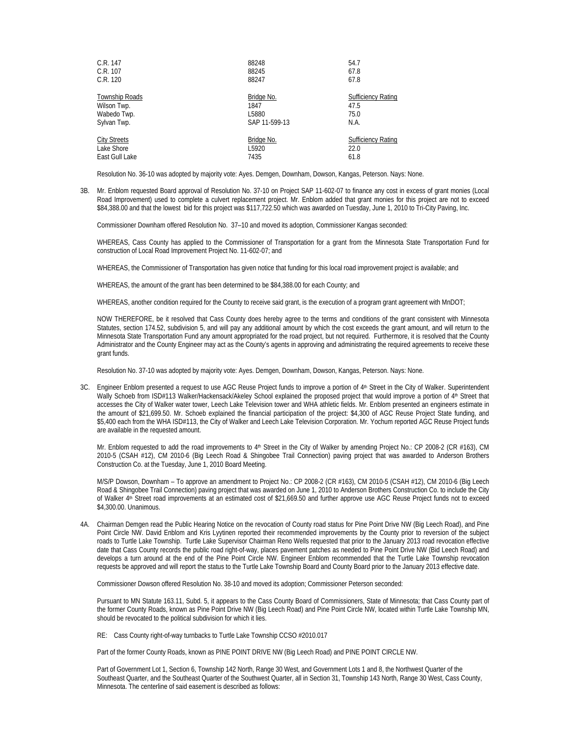| | | |
|---|---|---|
| C.R. 147 | 88248 | 54.7 |
| C.R. 107 | 88245 | 67.8 |
| C.R. 120 | 88247 | 67.8 |
| Township Roads | Bridge No. | Sufficiency Rating |
| Wilson Twp. | 1847 | 47.5 |
| Wabedo Twp. | L5880 | 75.0 |
| Sylvan Twp. | SAP 11-599-13 | N.A. |
| City Streets | Bridge No. | Sufficiency Rating |
| Lake Shore | L5920 | 22.0 |
| East Gull Lake | 7435 | 61.8 |

Resolution No. 36-10 was adopted by majority vote: Ayes. Demgen, Downham, Dowson, Kangas, Peterson. Nays: None.

3B. Mr. Enblom requested Board approval of Resolution No. 37-10 on Project SAP 11-602-07 to finance any cost in excess of grant monies (Local Road Improvement) used to complete a culvert replacement project. Mr. Enblom added that grant monies for this project are not to exceed $84,388.00 and that the lowest bid for this project was $117,722.50 which was awarded on Tuesday, June 1, 2010 to Tri-City Paving, Inc.

Commissioner Downham offered Resolution No. 37–10 and moved its adoption, Commissioner Kangas seconded:

WHEREAS, Cass County has applied to the Commissioner of Transportation for a grant from the Minnesota State Transportation Fund for construction of Local Road Improvement Project No. 11-602-07; and

WHEREAS, the Commissioner of Transportation has given notice that funding for this local road improvement project is available; and

WHEREAS, the amount of the grant has been determined to be $84,388.00 for each County; and

WHEREAS, another condition required for the County to receive said grant, is the execution of a program grant agreement with MnDOT;

NOW THEREFORE, be it resolved that Cass County does hereby agree to the terms and conditions of the grant consistent with Minnesota Statutes, section 174.52, subdivision 5, and will pay any additional amount by which the cost exceeds the grant amount, and will return to the Minnesota State Transportation Fund any amount appropriated for the road project, but not required. Furthermore, it is resolved that the County Administrator and the County Engineer may act as the County's agents in approving and administrating the required agreements to receive these grant funds.

Resolution No. 37-10 was adopted by majority vote: Ayes. Demgen, Downham, Dowson, Kangas, Peterson. Nays: None.

3C. Engineer Enblom presented a request to use AGC Reuse Project funds to improve a portion of 4th Street in the City of Walker. Superintendent Wally Schoeb from ISD#113 Walker/Hackensack/Akeley School explained the proposed project that would improve a portion of 4th Street that accesses the City of Walker water tower, Leech Lake Television tower and WHA athletic fields. Mr. Enblom presented an engineers estimate in the amount of $21,699.50. Mr. Schoeb explained the financial participation of the project: $4,300 of AGC Reuse Project State funding, and $5,400 each from the WHA ISD#113, the City of Walker and Leech Lake Television Corporation. Mr. Yochum reported AGC Reuse Project funds are available in the requested amount.

Mr. Enblom requested to add the road improvements to 4th Street in the City of Walker by amending Project No.: CP 2008-2 (CR #163), CM 2010-5 (CSAH #12), CM 2010-6 (Big Leech Road & Shingobee Trail Connection) paving project that was awarded to Anderson Brothers Construction Co. at the Tuesday, June 1, 2010 Board Meeting.

M/S/P Dowson, Downham – To approve an amendment to Project No.: CP 2008-2 (CR #163), CM 2010-5 (CSAH #12), CM 2010-6 (Big Leech Road & Shingobee Trail Connection) paving project that was awarded on June 1, 2010 to Anderson Brothers Construction Co. to include the City of Walker 4th Street road improvements at an estimated cost of $21,669.50 and further approve use AGC Reuse Project funds not to exceed $4,300.00. Unanimous.

4A. Chairman Demgen read the Public Hearing Notice on the revocation of County road status for Pine Point Drive NW (Big Leech Road), and Pine Point Circle NW. David Enblom and Kris Lyytinen reported their recommended improvements by the County prior to reversion of the subject roads to Turtle Lake Township. Turtle Lake Supervisor Chairman Reno Wells requested that prior to the January 2013 road revocation effective date that Cass County records the public road right-of-way, places pavement patches as needed to Pine Point Drive NW (Bid Leech Road) and develops a turn around at the end of the Pine Point Circle NW. Engineer Enblom recommended that the Turtle Lake Township revocation requests be approved and will report the status to the Turtle Lake Township Board and County Board prior to the January 2013 effective date.

Commissioner Dowson offered Resolution No. 38-10 and moved its adoption; Commissioner Peterson seconded:

Pursuant to MN Statute 163.11, Subd. 5, it appears to the Cass County Board of Commissioners, State of Minnesota; that Cass County part of the former County Roads, known as Pine Point Drive NW (Big Leech Road) and Pine Point Circle NW, located within Turtle Lake Township MN, should be revocated to the political subdivision for which it lies.

RE: Cass County right-of-way turnbacks to Turtle Lake Township CCSO #2010.017

Part of the former County Roads, known as PINE POINT DRIVE NW (Big Leech Road) and PINE POINT CIRCLE NW.

Part of Government Lot 1, Section 6, Township 142 North, Range 30 West, and Government Lots 1 and 8, the Northwest Quarter of the Southeast Quarter, and the Southeast Quarter of the Southwest Quarter, all in Section 31, Township 143 North, Range 30 West, Cass County, Minnesota. The centerline of said easement is described as follows: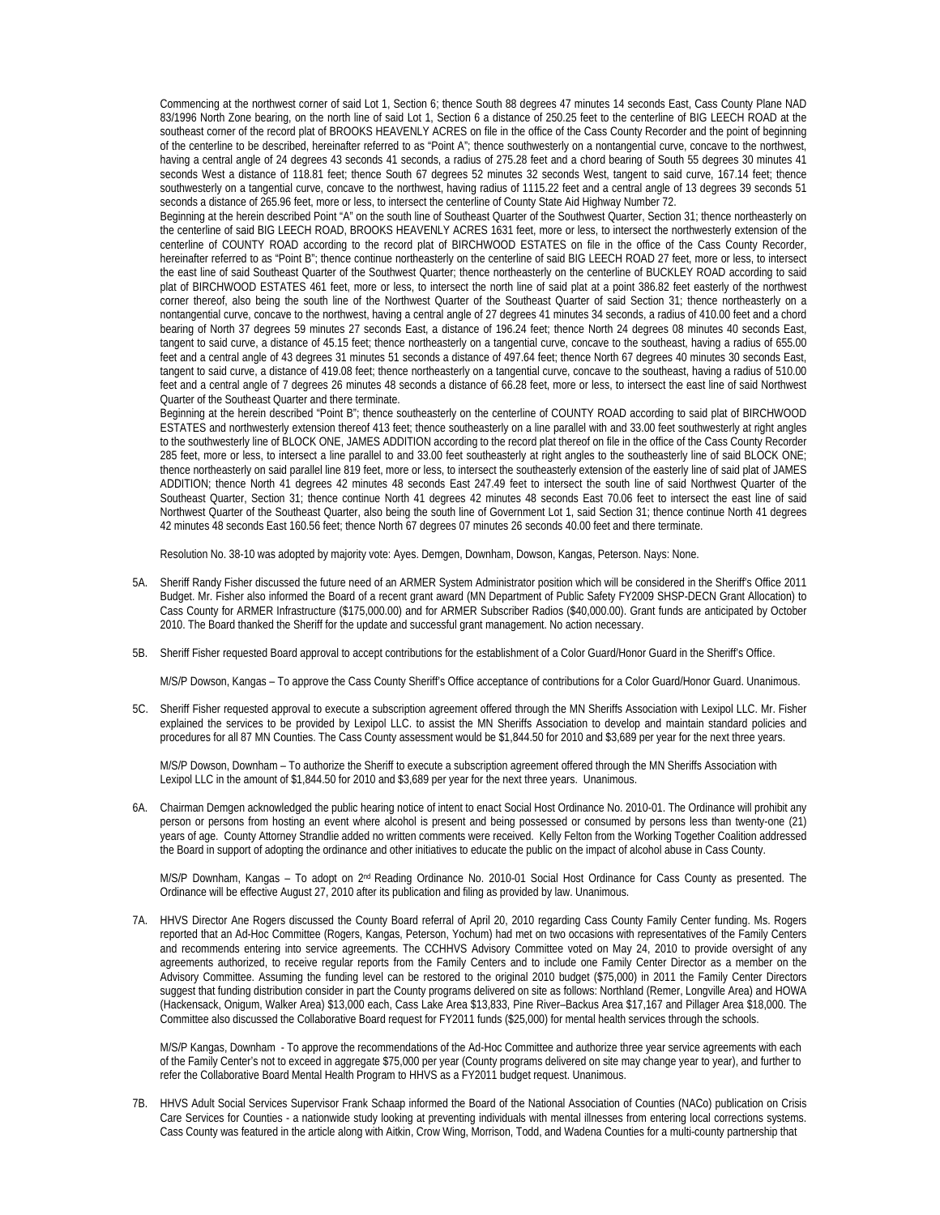Commencing at the northwest corner of said Lot 1, Section 6; thence South 88 degrees 47 minutes 14 seconds East, Cass County Plane NAD 83/1996 North Zone bearing, on the north line of said Lot 1, Section 6 a distance of 250.25 feet to the centerline of BIG LEECH ROAD at the southeast corner of the record plat of BROOKS HEAVENLY ACRES on file in the office of the Cass County Recorder and the point of beginning of the centerline to be described, hereinafter referred to as "Point A"; thence southwesterly on a nontangential curve, concave to the northwest, having a central angle of 24 degrees 43 seconds 41 seconds, a radius of 275.28 feet and a chord bearing of South 55 degrees 30 minutes 41 seconds West a distance of 118.81 feet; thence South 67 degrees 52 minutes 32 seconds West, tangent to said curve, 167.14 feet; thence southwesterly on a tangential curve, concave to the northwest, having radius of 1115.22 feet and a central angle of 13 degrees 39 seconds 51 seconds a distance of 265.96 feet, more or less, to intersect the centerline of County State Aid Highway Number 72.

Beginning at the herein described Point "A" on the south line of Southeast Quarter of the Southwest Quarter, Section 31; thence northeasterly on the centerline of said BIG LEECH ROAD, BROOKS HEAVENLY ACRES 1631 feet, more or less, to intersect the northwesterly extension of the centerline of COUNTY ROAD according to the record plat of BIRCHWOOD ESTATES on file in the office of the Cass County Recorder, hereinafter referred to as "Point B"; thence continue northeasterly on the centerline of said BIG LEECH ROAD 27 feet, more or less, to intersect the east line of said Southeast Quarter of the Southwest Quarter; thence northeasterly on the centerline of BUCKLEY ROAD according to said plat of BIRCHWOOD ESTATES 461 feet, more or less, to intersect the north line of said plat at a point 386.82 feet easterly of the northwest corner thereof, also being the south line of the Northwest Quarter of the Southeast Quarter of said Section 31; thence northeasterly on a nontangential curve, concave to the northwest, having a central angle of 27 degrees 41 minutes 34 seconds, a radius of 410.00 feet and a chord bearing of North 37 degrees 59 minutes 27 seconds East, a distance of 196.24 feet; thence North 24 degrees 08 minutes 40 seconds East, tangent to said curve, a distance of 45.15 feet; thence northeasterly on a tangential curve, concave to the southeast, having a radius of 655.00 feet and a central angle of 43 degrees 31 minutes 51 seconds a distance of 497.64 feet; thence North 67 degrees 40 minutes 30 seconds East, tangent to said curve, a distance of 419.08 feet; thence northeasterly on a tangential curve, concave to the southeast, having a radius of 510.00 feet and a central angle of 7 degrees 26 minutes 48 seconds a distance of 66.28 feet, more or less, to intersect the east line of said Northwest Quarter of the Southeast Quarter and there terminate.

Beginning at the herein described "Point B"; thence southeasterly on the centerline of COUNTY ROAD according to said plat of BIRCHWOOD ESTATES and northwesterly extension thereof 413 feet; thence southeasterly on a line parallel with and 33.00 feet southwesterly at right angles to the southwesterly line of BLOCK ONE, JAMES ADDITION according to the record plat thereof on file in the office of the Cass County Recorder 285 feet, more or less, to intersect a line parallel to and 33.00 feet southeasterly at right angles to the southeasterly line of said BLOCK ONE; thence northeasterly on said parallel line 819 feet, more or less, to intersect the southeasterly extension of the easterly line of said plat of JAMES ADDITION; thence North 41 degrees 42 minutes 48 seconds East 247.49 feet to intersect the south line of said Northwest Quarter of the Southeast Quarter, Section 31; thence continue North 41 degrees 42 minutes 48 seconds East 70.06 feet to intersect the east line of said Northwest Quarter of the Southeast Quarter, also being the south line of Government Lot 1, said Section 31; thence continue North 41 degrees 42 minutes 48 seconds East 160.56 feet; thence North 67 degrees 07 minutes 26 seconds 40.00 feet and there terminate.

Resolution No. 38-10 was adopted by majority vote: Ayes. Demgen, Downham, Dowson, Kangas, Peterson. Nays: None.

5A. Sheriff Randy Fisher discussed the future need of an ARMER System Administrator position which will be considered in the Sheriff's Office 2011 Budget. Mr. Fisher also informed the Board of a recent grant award (MN Department of Public Safety FY2009 SHSP-DECN Grant Allocation) to Cass County for ARMER Infrastructure ($175,000.00) and for ARMER Subscriber Radios ($40,000.00). Grant funds are anticipated by October 2010. The Board thanked the Sheriff for the update and successful grant management. No action necessary.

5B. Sheriff Fisher requested Board approval to accept contributions for the establishment of a Color Guard/Honor Guard in the Sheriff's Office.

M/S/P Dowson, Kangas – To approve the Cass County Sheriff's Office acceptance of contributions for a Color Guard/Honor Guard. Unanimous.

5C. Sheriff Fisher requested approval to execute a subscription agreement offered through the MN Sheriffs Association with Lexipol LLC. Mr. Fisher explained the services to be provided by Lexipol LLC. to assist the MN Sheriffs Association to develop and maintain standard policies and procedures for all 87 MN Counties. The Cass County assessment would be $1,844.50 for 2010 and $3,689 per year for the next three years.

M/S/P Dowson, Downham – To authorize the Sheriff to execute a subscription agreement offered through the MN Sheriffs Association with Lexipol LLC in the amount of $1,844.50 for 2010 and $3,689 per year for the next three years. Unanimous.

6A. Chairman Demgen acknowledged the public hearing notice of intent to enact Social Host Ordinance No. 2010-01. The Ordinance will prohibit any person or persons from hosting an event where alcohol is present and being possessed or consumed by persons less than twenty-one (21) years of age. County Attorney Strandlie added no written comments were received. Kelly Felton from the Working Together Coalition addressed the Board in support of adopting the ordinance and other initiatives to educate the public on the impact of alcohol abuse in Cass County.

M/S/P Downham, Kangas – To adopt on 2nd Reading Ordinance No. 2010-01 Social Host Ordinance for Cass County as presented. The Ordinance will be effective August 27, 2010 after its publication and filing as provided by law. Unanimous.

7A. HHVS Director Ane Rogers discussed the County Board referral of April 20, 2010 regarding Cass County Family Center funding. Ms. Rogers reported that an Ad-Hoc Committee (Rogers, Kangas, Peterson, Yochum) had met on two occasions with representatives of the Family Centers and recommends entering into service agreements. The CCHHVS Advisory Committee voted on May 24, 2010 to provide oversight of any agreements authorized, to receive regular reports from the Family Centers and to include one Family Center Director as a member on the Advisory Committee. Assuming the funding level can be restored to the original 2010 budget ($75,000) in 2011 the Family Center Directors suggest that funding distribution consider in part the County programs delivered on site as follows: Northland (Remer, Longville Area) and HOWA (Hackensack, Onigum, Walker Area) $13,000 each, Cass Lake Area $13,833, Pine River–Backus Area $17,167 and Pillager Area $18,000. The Committee also discussed the Collaborative Board request for FY2011 funds ($25,000) for mental health services through the schools.

M/S/P Kangas, Downham - To approve the recommendations of the Ad-Hoc Committee and authorize three year service agreements with each of the Family Center's not to exceed in aggregate $75,000 per year (County programs delivered on site may change year to year), and further to refer the Collaborative Board Mental Health Program to HHVS as a FY2011 budget request. Unanimous.

7B. HHVS Adult Social Services Supervisor Frank Schaap informed the Board of the National Association of Counties (NACo) publication on Crisis Care Services for Counties - a nationwide study looking at preventing individuals with mental illnesses from entering local corrections systems. Cass County was featured in the article along with Aitkin, Crow Wing, Morrison, Todd, and Wadena Counties for a multi-county partnership that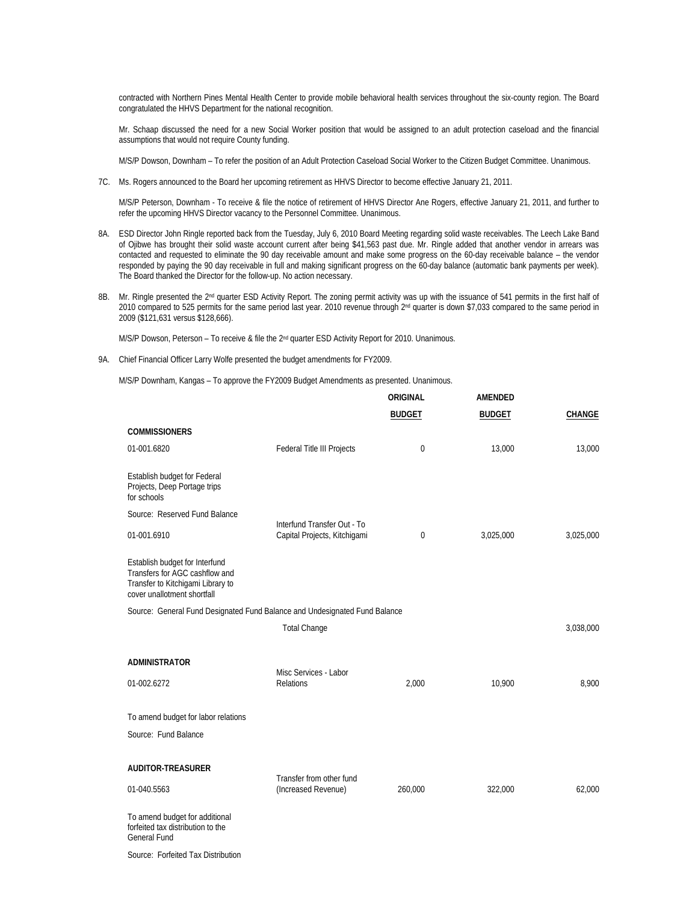contracted with Northern Pines Mental Health Center to provide mobile behavioral health services throughout the six-county region. The Board congratulated the HHVS Department for the national recognition.

Mr. Schaap discussed the need for a new Social Worker position that would be assigned to an adult protection caseload and the financial assumptions that would not require County funding.

M/S/P Dowson, Downham – To refer the position of an Adult Protection Caseload Social Worker to the Citizen Budget Committee. Unanimous.

7C. Ms. Rogers announced to the Board her upcoming retirement as HHVS Director to become effective January 21, 2011.

M/S/P Peterson, Downham - To receive & file the notice of retirement of HHVS Director Ane Rogers, effective January 21, 2011, and further to refer the upcoming HHVS Director vacancy to the Personnel Committee. Unanimous.

8A. ESD Director John Ringle reported back from the Tuesday, July 6, 2010 Board Meeting regarding solid waste receivables. The Leech Lake Band of Ojibwe has brought their solid waste account current after being $41,563 past due. Mr. Ringle added that another vendor in arrears was contacted and requested to eliminate the 90 day receivable amount and make some progress on the 60-day receivable balance – the vendor responded by paying the 90 day receivable in full and making significant progress on the 60-day balance (automatic bank payments per week). The Board thanked the Director for the follow-up. No action necessary.

8B. Mr. Ringle presented the 2nd quarter ESD Activity Report. The zoning permit activity was up with the issuance of 541 permits in the first half of 2010 compared to 525 permits for the same period last year. 2010 revenue through 2nd quarter is down $7,033 compared to the same period in 2009 ($121,631 versus $128,666).

M/S/P Dowson, Peterson – To receive & file the 2nd quarter ESD Activity Report for 2010. Unanimous.

9A. Chief Financial Officer Larry Wolfe presented the budget amendments for FY2009.

M/S/P Downham, Kangas – To approve the FY2009 Budget Amendments as presented. Unanimous.

| | | ORIGINAL BUDGET | AMENDED BUDGET | CHANGE |
|---|---|---|---|---|
| **COMMISSIONERS** | | | | |
| 01-001.6820 | Federal Title III Projects | 0 | 13,000 | 13,000 |
| Establish budget for Federal Projects, Deep Portage trips for schools | | | | |
| Source: Reserved Fund Balance | | | | |
| 01-001.6910 | Interfund Transfer Out - To Capital Projects, Kitchigami | 0 | 3,025,000 | 3,025,000 |
| Establish budget for Interfund Transfers for AGC cashflow and Transfer to Kitchigami Library to cover unallotment shortfall | | | | |
| Source: General Fund Designated Fund Balance and Undesignated Fund Balance | | | | |
| | Total Change | | | 3,038,000 |
| **ADMINISTRATOR** | | | | |
| 01-002.6272 | Misc Services - Labor Relations | 2,000 | 10,900 | 8,900 |
| To amend budget for labor relations | | | | |
| Source: Fund Balance | | | | |
| **AUDITOR-TREASURER** | | | | |
| 01-040.5563 | Transfer from other fund (Increased Revenue) | 260,000 | 322,000 | 62,000 |
| To amend budget for additional forfeited tax distribution to the General Fund | | | | |
| Source: Forfeited Tax Distribution | | | | |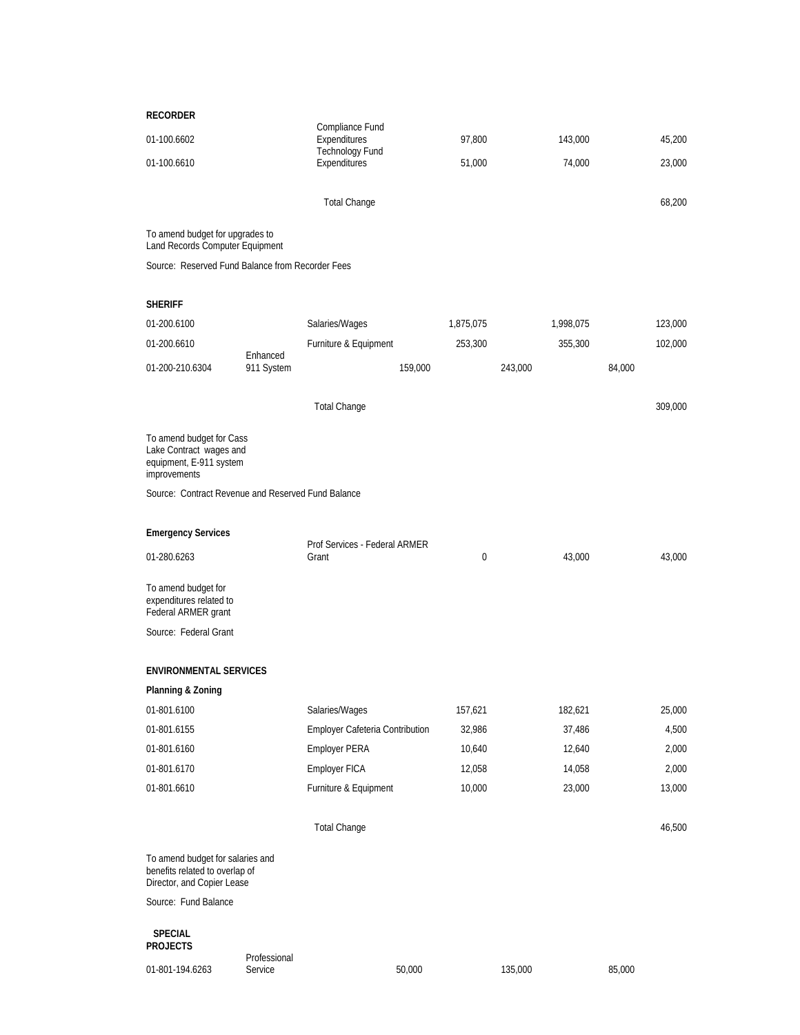**RECORDER**

| Account | Description | Current Budget | Amended Budget | Change |
|---|---|---|---|---|
| 01-100.6602 | Compliance Fund Expenditures | 97,800 | 143,000 | 45,200 |
| 01-100.6610 | Technology Fund Expenditures | 51,000 | 74,000 | 23,000 |
| | Total Change | | | 68,200 |

To amend budget for upgrades to Land Records Computer Equipment

Source: Reserved Fund Balance from Recorder Fees

**SHERIFF**

| Account | Description | Current Budget | Amended Budget | Change |
|---|---|---|---|---|
| 01-200.6100 | Salaries/Wages | 1,875,075 | 1,998,075 | 123,000 |
| 01-200.6610 | Furniture & Equipment | 253,300 | 355,300 | 102,000 |
| 01-200-210.6304 | Enhanced 911 System | 159,000 | 243,000 | 84,000 |
| | Total Change | | | 309,000 |

To amend budget for Cass Lake Contract wages and equipment, E-911 system improvements

Source: Contract Revenue and Reserved Fund Balance

**Emergency Services**

| Account | Description | Current Budget | Amended Budget | Change |
|---|---|---|---|---|
| 01-280.6263 | Prof Services - Federal ARMER Grant | 0 | 43,000 | 43,000 |

To amend budget for expenditures related to Federal ARMER grant

Source: Federal Grant

**ENVIRONMENTAL SERVICES**

**Planning & Zoning**

| Account | Description | Current Budget | Amended Budget | Change |
|---|---|---|---|---|
| 01-801.6100 | Salaries/Wages | 157,621 | 182,621 | 25,000 |
| 01-801.6155 | Employer Cafeteria Contribution | 32,986 | 37,486 | 4,500 |
| 01-801.6160 | Employer PERA | 10,640 | 12,640 | 2,000 |
| 01-801.6170 | Employer FICA | 12,058 | 14,058 | 2,000 |
| 01-801.6610 | Furniture & Equipment | 10,000 | 23,000 | 13,000 |
| | Total Change | | | 46,500 |

To amend budget for salaries and benefits related to overlap of Director, and Copier Lease

Source: Fund Balance

**SPECIAL PROJECTS**

| Account | Description | Current Budget | Amended Budget | Change |
|---|---|---|---|---|
| 01-801-194.6263 | Professional Service | 50,000 | 135,000 | 85,000 |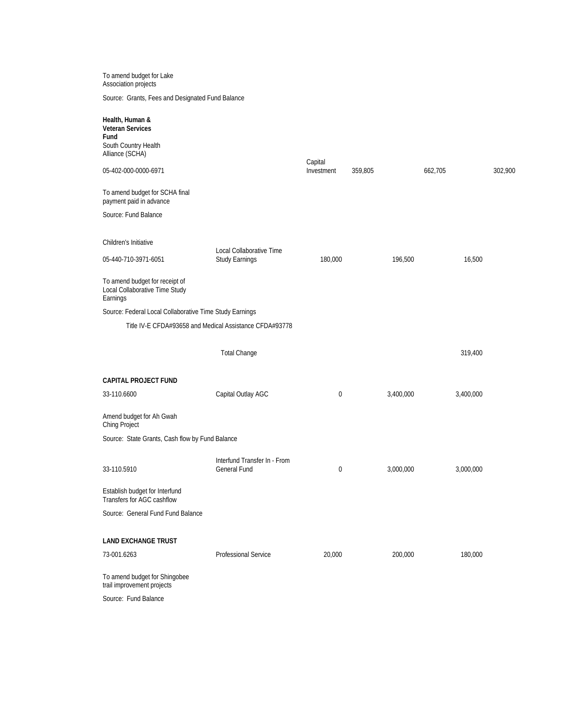To amend budget for Lake Association projects

Source: Grants, Fees and Designated Fund Balance

| | | | | |
|---|---|---|---|---|
| **Health, Human & Veteran Services Fund** | | | | |
| South Country Health Alliance (SCHA) | | | | |
| 05-402-000-0000-6971 | Capital Investment | 359,805 | 662,705 | 302,900 |
| To amend budget for SCHA final payment paid in advance | | | | |
| Source: Fund Balance | | | | |
| Children's Initiative | | | | |
| 05-440-710-3971-6051 | Local Collaborative Time Study Earnings | 180,000 | 196,500 | 16,500 |
| To amend budget for receipt of Local Collaborative Time Study Earnings | | | | |
| Source: Federal Local Collaborative Time Study Earnings | | | | |
| Title IV-E CFDA#93658 and Medical Assistance CFDA#93778 | | | | |
| | Total Change | | | 319,400 |
| **CAPITAL PROJECT FUND** | | | | |
| 33-110.6600 | Capital Outlay AGC | 0 | 3,400,000 | 3,400,000 |
| Amend budget for Ah Gwah Ching Project | | | | |
| Source: State Grants, Cash flow by Fund Balance | | | | |
| 33-110.5910 | Interfund Transfer In - From General Fund | 0 | 3,000,000 | 3,000,000 |
| Establish budget for Interfund Transfers for AGC cashflow | | | | |
| Source: General Fund Fund Balance | | | | |
| **LAND EXCHANGE TRUST** | | | | |
| 73-001.6263 | Professional Service | 20,000 | 200,000 | 180,000 |
| To amend budget for Shingobee trail improvement projects | | | | |
| Source: Fund Balance | | | | |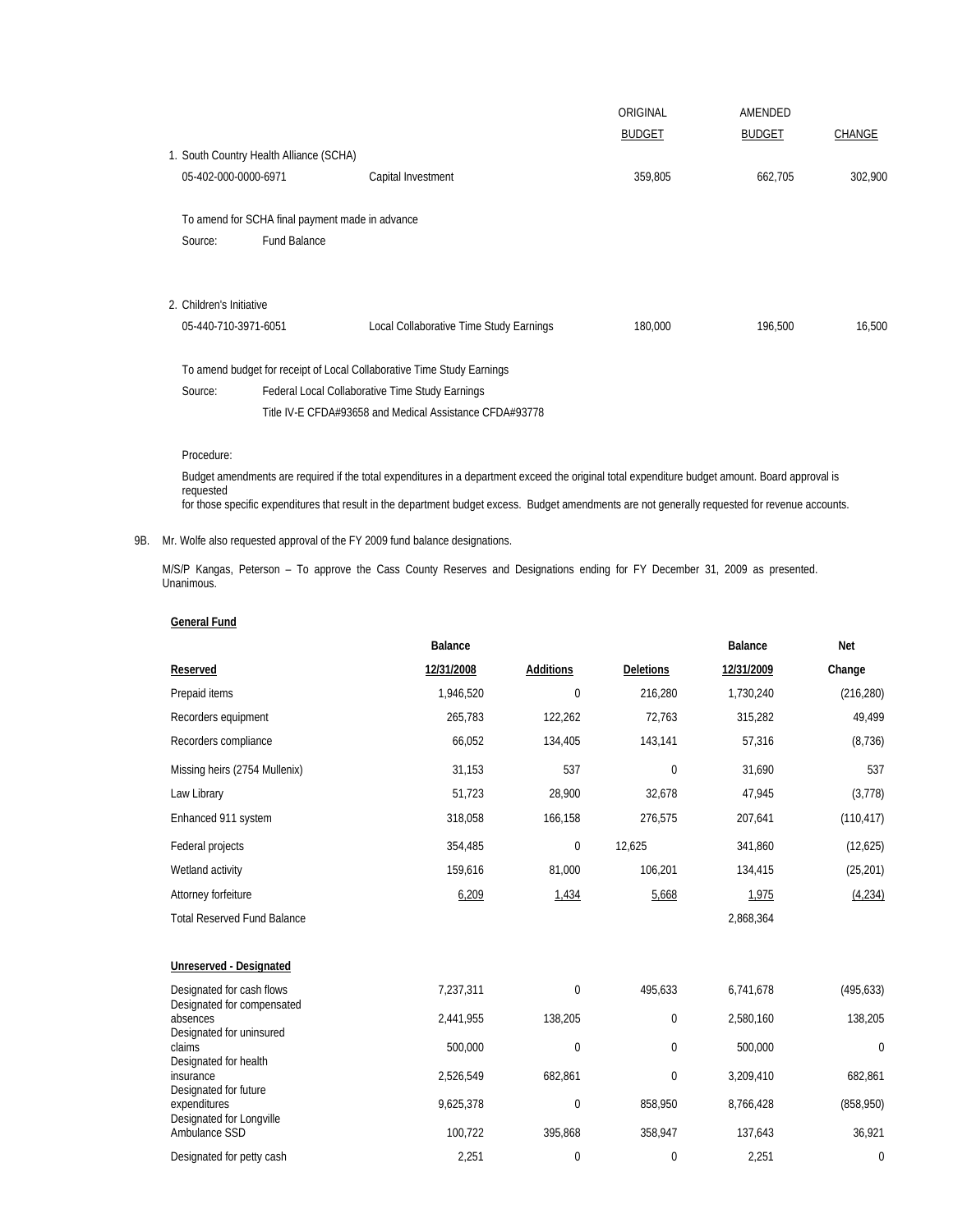| | | ORIGINAL BUDGET | AMENDED BUDGET | CHANGE |
|---|---|---|---|---|
| 1. South Country Health Alliance (SCHA) | | | | |
| 05-402-000-0000-6971 | Capital Investment | 359,805 | 662,705 | 302,900 |

To amend for SCHA final payment made in advance

Source: Fund Balance

| | | ORIGINAL BUDGET | AMENDED BUDGET | CHANGE |
|---|---|---|---|---|
| 2. Children's Initiative | | | | |
| 05-440-710-3971-6051 | Local Collaborative Time Study Earnings | 180,000 | 196,500 | 16,500 |

To amend budget for receipt of Local Collaborative Time Study Earnings

Source: Federal Local Collaborative Time Study Earnings
Title IV-E CFDA#93658 and Medical Assistance CFDA#93778

Procedure:

Budget amendments are required if the total expenditures in a department exceed the original total expenditure budget amount. Board approval is requested for those specific expenditures that result in the department budget excess. Budget amendments are not generally requested for revenue accounts.

9B. Mr. Wolfe also requested approval of the FY 2009 fund balance designations.

M/S/P Kangas, Peterson – To approve the Cass County Reserves and Designations ending for FY December 31, 2009 as presented. Unanimous.

**General Fund**

| Reserved | Balance 12/31/2008 | Additions | Deletions | Balance 12/31/2009 | Net Change |
|---|---|---|---|---|---|
| Prepaid items | 1,946,520 | 0 | 216,280 | 1,730,240 | (216,280) |
| Recorders equipment | 265,783 | 122,262 | 72,763 | 315,282 | 49,499 |
| Recorders compliance | 66,052 | 134,405 | 143,141 | 57,316 | (8,736) |
| Missing heirs (2754 Mullenix) | 31,153 | 537 | 0 | 31,690 | 537 |
| Law Library | 51,723 | 28,900 | 32,678 | 47,945 | (3,778) |
| Enhanced 911 system | 318,058 | 166,158 | 276,575 | 207,641 | (110,417) |
| Federal projects | 354,485 | 0 | 12,625 | 341,860 | (12,625) |
| Wetland activity | 159,616 | 81,000 | 106,201 | 134,415 | (25,201) |
| Attorney forfeiture | 6,209 | 1,434 | 5,668 | 1,975 | (4,234) |
| Total Reserved Fund Balance | | | | 2,868,364 | |
| **Unreserved - Designated** | | | | | |
| Designated for cash flows | 7,237,311 | 0 | 495,633 | 6,741,678 | (495,633) |
| Designated for compensated absences | 2,441,955 | 138,205 | 0 | 2,580,160 | 138,205 |
| Designated for uninsured claims | 500,000 | 0 | 0 | 500,000 | 0 |
| Designated for health insurance | 2,526,549 | 682,861 | 0 | 3,209,410 | 682,861 |
| Designated for future expenditures | 9,625,378 | 0 | 858,950 | 8,766,428 | (858,950) |
| Designated for Longville Ambulance SSD | 100,722 | 395,868 | 358,947 | 137,643 | 36,921 |
| Designated for petty cash | 2,251 | 0 | 0 | 2,251 | 0 |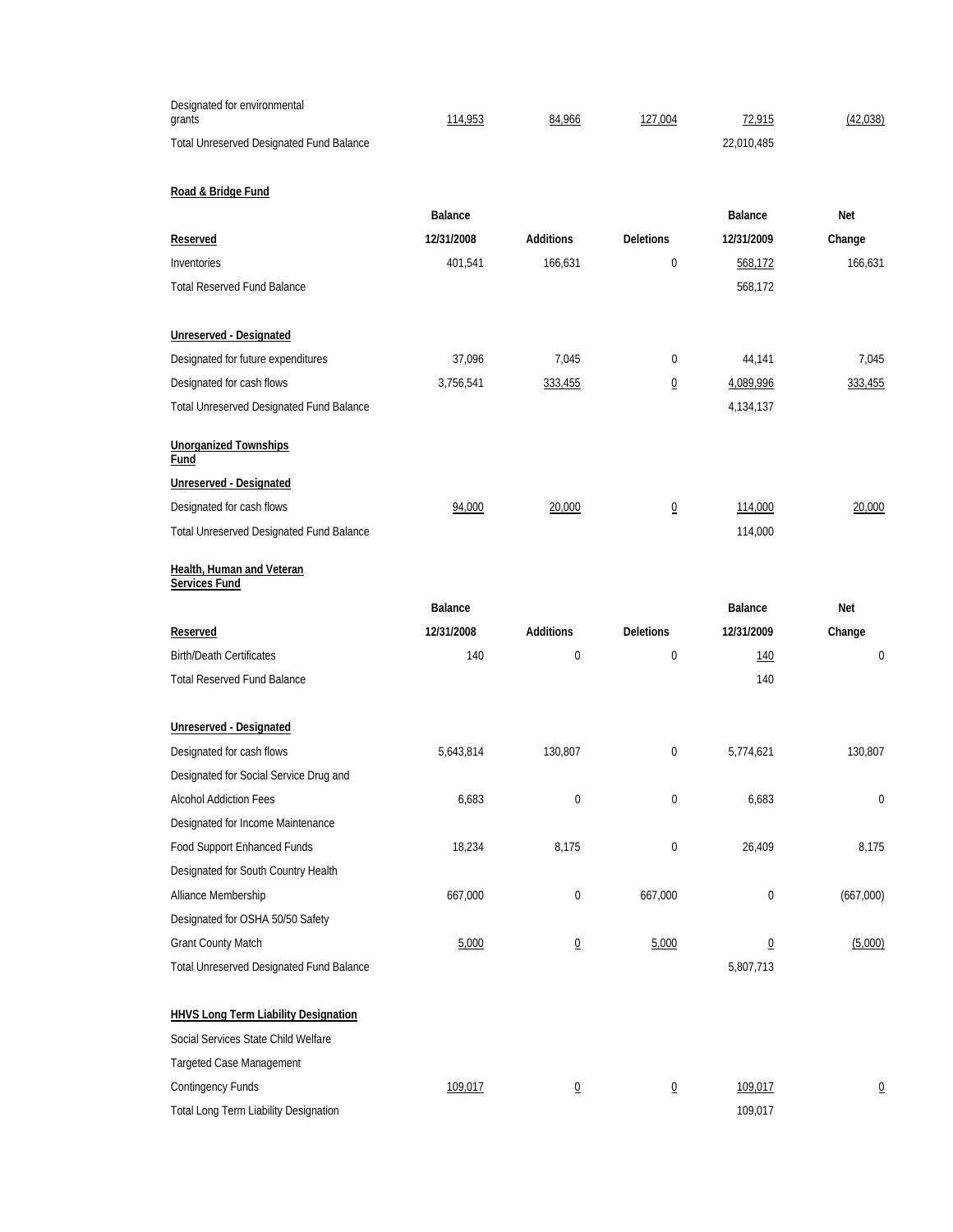| | | | | | |
|---|---|---|---|---|---|
| Designated for environmental grants | 114,953 | 84,966 | 127,004 | 72,915 | (42,038) |
| Total Unreserved Designated Fund Balance | | | | 22,010,485 | |

**Road & Bridge Fund**

| Reserved | Balance 12/31/2008 | Additions | Deletions | Balance 12/31/2009 | Net Change |
|---|---|---|---|---|---|
| Inventories | 401,541 | 166,631 | 0 | 568,172 | 166,631 |
| Total Reserved Fund Balance | | | | 568,172 | |
| | | | | | |
| **Unreserved - Designated** | | | | | |
| Designated for future expenditures | 37,096 | 7,045 | 0 | 44,141 | 7,045 |
| Designated for cash flows | 3,756,541 | 333,455 | 0 | 4,089,996 | 333,455 |
| Total Unreserved Designated Fund Balance | | | | 4,134,137 | |

**Unorganized Townships Fund**

| Unreserved - Designated | | | | | |
|---|---|---|---|---|---|
| Designated for cash flows | 94,000 | 20,000 | 0 | 114,000 | 20,000 |
| Total Unreserved Designated Fund Balance | | | | 114,000 | |

**Health, Human and Veteran Services Fund**

| Reserved | Balance 12/31/2008 | Additions | Deletions | Balance 12/31/2009 | Net Change |
|---|---|---|---|---|---|
| Birth/Death Certificates | 140 | 0 | 0 | 140 | 0 |
| Total Reserved Fund Balance | | | | 140 | |
| | | | | | |
| **Unreserved - Designated** | | | | | |
| Designated for cash flows | 5,643,814 | 130,807 | 0 | 5,774,621 | 130,807 |
| Designated for Social Service Drug and Alcohol Addiction Fees | 6,683 | 0 | 0 | 6,683 | 0 |
| Designated for Income Maintenance Food Support Enhanced Funds | 18,234 | 8,175 | 0 | 26,409 | 8,175 |
| Designated for South Country Health Alliance Membership | 667,000 | 0 | 667,000 | 0 | (667,000) |
| Designated for OSHA 50/50 Safety Grant County Match | 5,000 | 0 | 5,000 | 0 | (5,000) |
| Total Unreserved Designated Fund Balance | | | | 5,807,713 | |

**HHVS Long Term Liability Designation**

| | | | | | |
|---|---|---|---|---|---|
| Social Services State Child Welfare Targeted Case Management Contingency Funds | 109,017 | 0 | 0 | 109,017 | 0 |
| Total Long Term Liability Designation | | | | 109,017 | |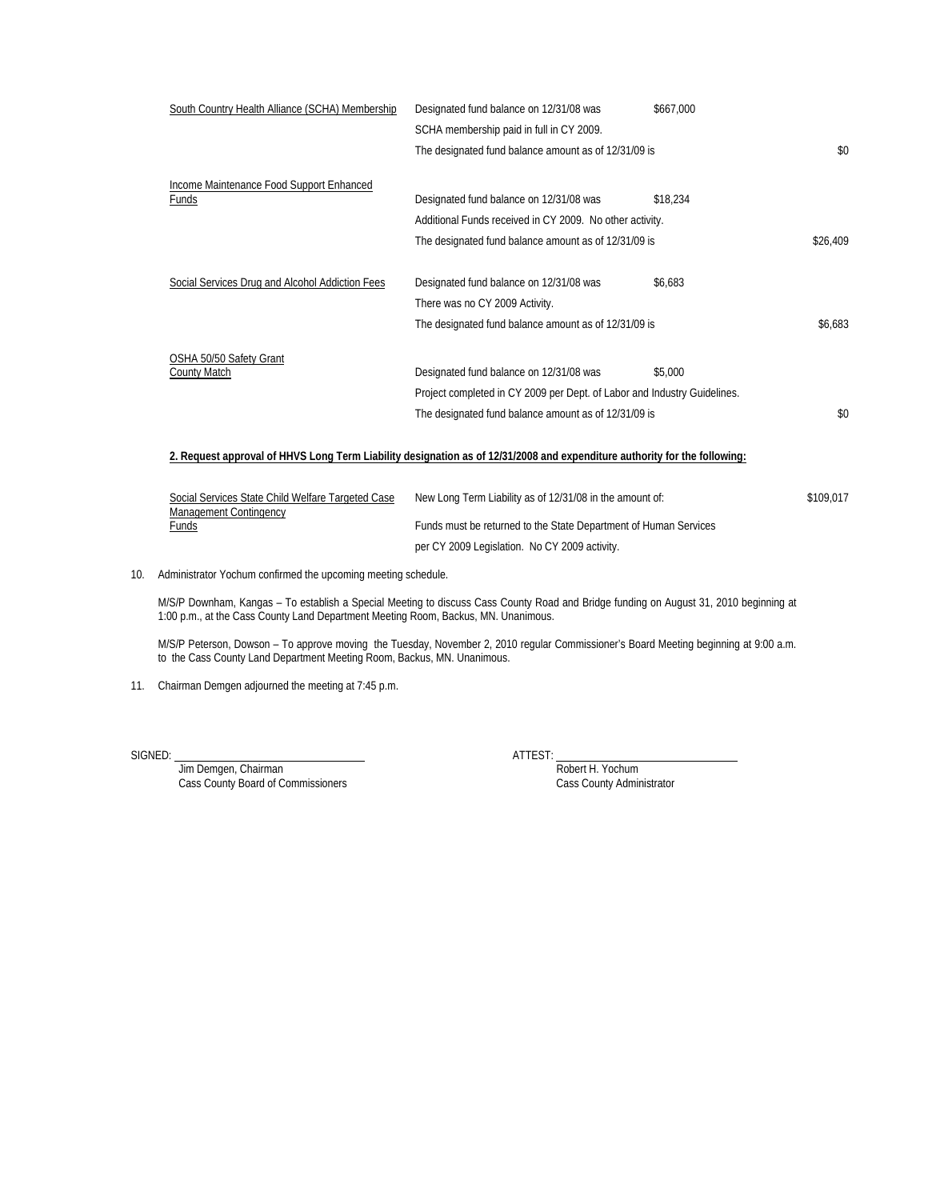| | | | |
|---|---|---|---|
| South Country Health Alliance (SCHA) Membership | Designated fund balance on 12/31/08 was | $667,000 | |
| | SCHA membership paid in full in CY 2009. | | |
| | The designated fund balance amount as of 12/31/09 is | | $0 |
| Income Maintenance Food Support Enhanced Funds | Designated fund balance on 12/31/08 was | $18,234 | |
| | Additional Funds received in CY 2009. No other activity. | | |
| | The designated fund balance amount as of 12/31/09 is | | $26,409 |
| Social Services Drug and Alcohol Addiction Fees | Designated fund balance on 12/31/08 was | $6,683 | |
| | There was no CY 2009 Activity. | | |
| | The designated fund balance amount as of 12/31/09 is | | $6,683 |
| OSHA 50/50 Safety Grant County Match | Designated fund balance on 12/31/08 was | $5,000 | |
| | Project completed in CY 2009 per Dept. of Labor and Industry Guidelines. | | |
| | The designated fund balance amount as of 12/31/09 is | | $0 |

**2. Request approval of HHVS Long Term Liability designation as of 12/31/2008 and expenditure authority for the following:**

| | | |
|---|---|---|
| Social Services State Child Welfare Targeted Case Management Contingency Funds | New Long Term Liability as of 12/31/08 in the amount of: | $109,017 |
| | Funds must be returned to the State Department of Human Services per CY 2009 Legislation. No CY 2009 activity. | |

10. Administrator Yochum confirmed the upcoming meeting schedule.

    M/S/P Downham, Kangas – To establish a Special Meeting to discuss Cass County Road and Bridge funding on August 31, 2010 beginning at 1:00 p.m., at the Cass County Land Department Meeting Room, Backus, MN. Unanimous.

    M/S/P Peterson, Dowson – To approve moving the Tuesday, November 2, 2010 regular Commissioner's Board Meeting beginning at 9:00 a.m. to the Cass County Land Department Meeting Room, Backus, MN. Unanimous.

11. Chairman Demgen adjourned the meeting at 7:45 p.m.

SIGNED: ______________________________
Jim Demgen, Chairman
Cass County Board of Commissioners

ATTEST: ______________________________
Robert H. Yochum
Cass County Administrator